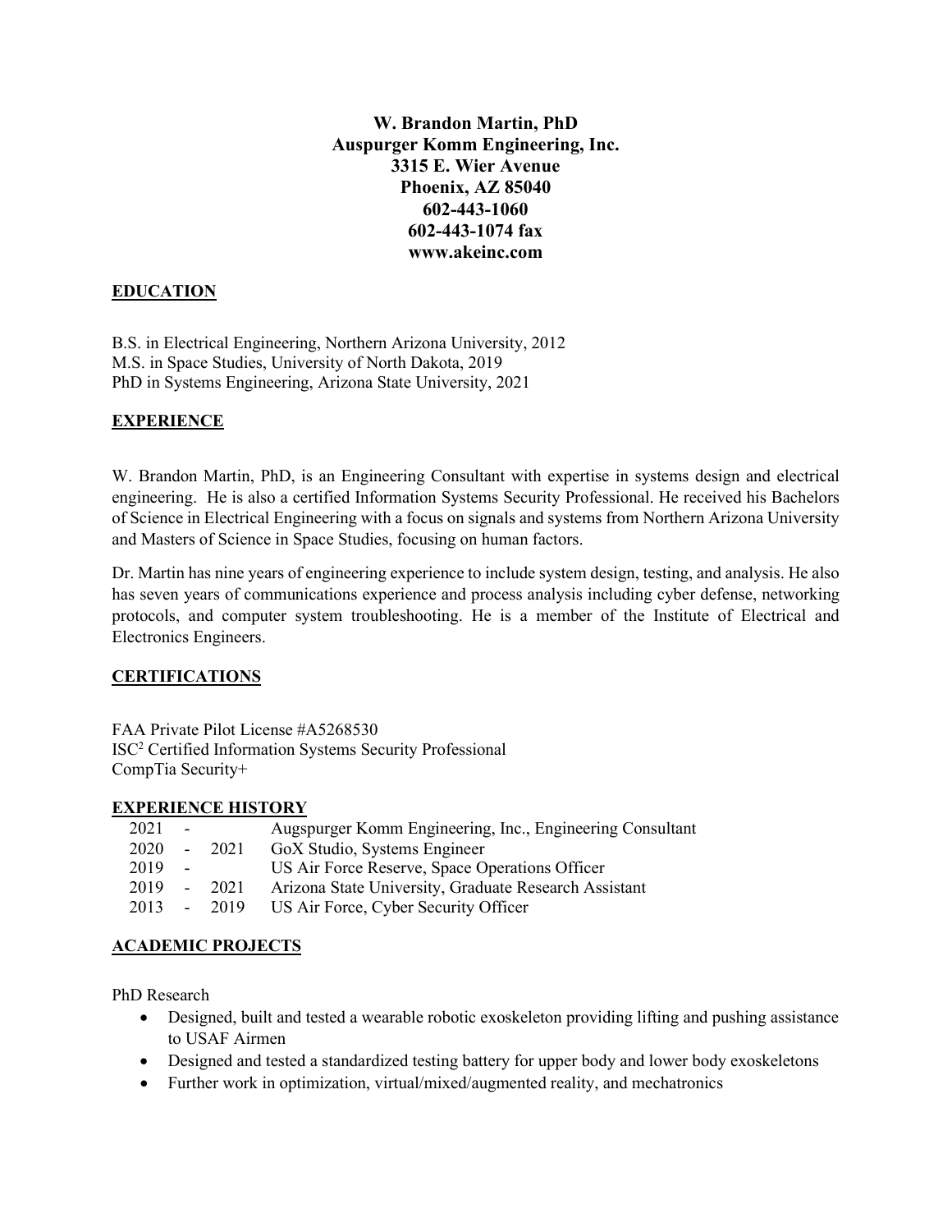**W. Brandon Martin, PhD**
**Auspurger Komm Engineering, Inc.**
**3315 E. Wier Avenue**
**Phoenix, AZ 85040**
**602-443-1060**
**602-443-1074 fax**
**www.akeinc.com**

## EDUCATION

B.S. in Electrical Engineering, Northern Arizona University, 2012
M.S. in Space Studies, University of North Dakota, 2019
PhD in Systems Engineering, Arizona State University, 2021

## EXPERIENCE

W. Brandon Martin, PhD, is an Engineering Consultant with expertise in systems design and electrical engineering. He is also a certified Information Systems Security Professional. He received his Bachelors of Science in Electrical Engineering with a focus on signals and systems from Northern Arizona University and Masters of Science in Space Studies, focusing on human factors.

Dr. Martin has nine years of engineering experience to include system design, testing, and analysis. He also has seven years of communications experience and process analysis including cyber defense, networking protocols, and computer system troubleshooting. He is a member of the Institute of Electrical and Electronics Engineers.

## CERTIFICATIONS

FAA Private Pilot License #A5268530
ISC$^2$ Certified Information Systems Security Professional
CompTia Security+

## EXPERIENCE HISTORY

| | | | |
|---|---|---|---|
| 2021 | - | | Augspurger Komm Engineering, Inc., Engineering Consultant |
| 2020 | - | 2021 | GoX Studio, Systems Engineer |
| 2019 | - | | US Air Force Reserve, Space Operations Officer |
| 2019 | - | 2021 | Arizona State University, Graduate Research Assistant |
| 2013 | - | 2019 | US Air Force, Cyber Security Officer |

## ACADEMIC PROJECTS

PhD Research

- Designed, built and tested a wearable robotic exoskeleton providing lifting and pushing assistance to USAF Airmen
- Designed and tested a standardized testing battery for upper body and lower body exoskeletons
- Further work in optimization, virtual/mixed/augmented reality, and mechatronics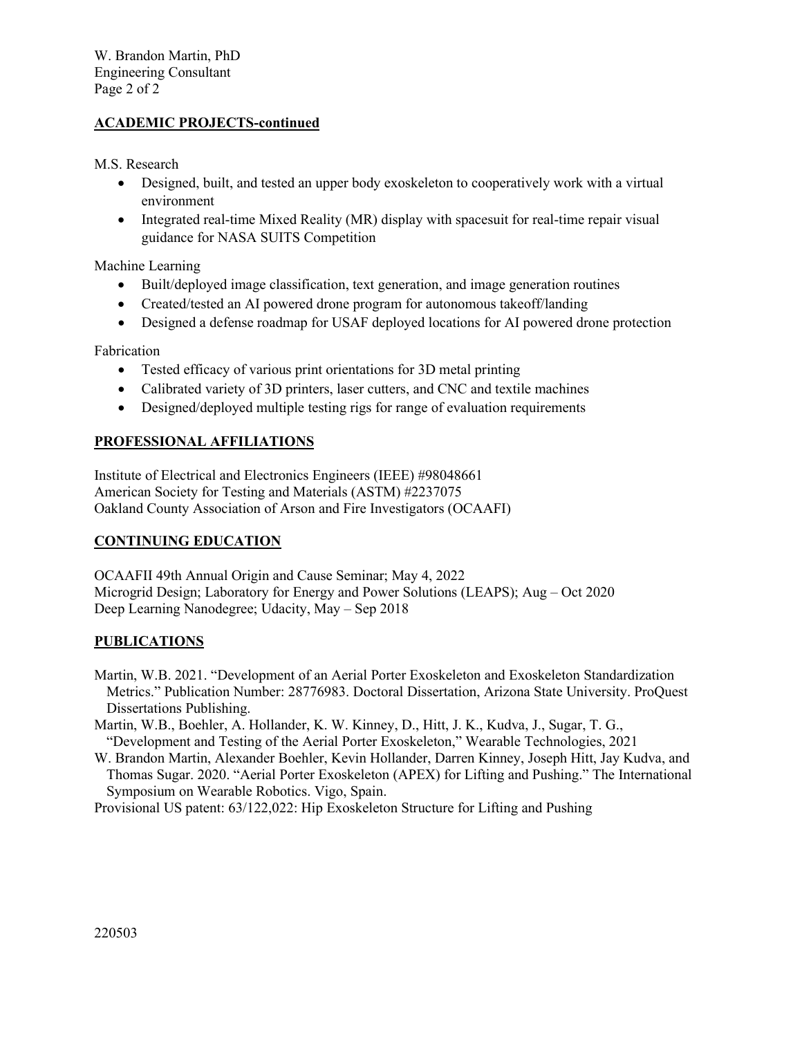## ACADEMIC PROJECTS-continued

M.S. Research

- Designed, built, and tested an upper body exoskeleton to cooperatively work with a virtual environment
- Integrated real-time Mixed Reality (MR) display with spacesuit for real-time repair visual guidance for NASA SUITS Competition

Machine Learning

- Built/deployed image classification, text generation, and image generation routines
- Created/tested an AI powered drone program for autonomous takeoff/landing
- Designed a defense roadmap for USAF deployed locations for AI powered drone protection

Fabrication

- Tested efficacy of various print orientations for 3D metal printing
- Calibrated variety of 3D printers, laser cutters, and CNC and textile machines
- Designed/deployed multiple testing rigs for range of evaluation requirements

## PROFESSIONAL AFFILIATIONS

Institute of Electrical and Electronics Engineers (IEEE) #98048661
American Society for Testing and Materials (ASTM) #2237075
Oakland County Association of Arson and Fire Investigators (OCAAFI)

## CONTINUING EDUCATION

OCAAFII 49th Annual Origin and Cause Seminar; May 4, 2022
Microgrid Design; Laboratory for Energy and Power Solutions (LEAPS); Aug – Oct 2020
Deep Learning Nanodegree; Udacity, May – Sep 2018

## PUBLICATIONS

Martin, W.B. 2021. "Development of an Aerial Porter Exoskeleton and Exoskeleton Standardization Metrics." Publication Number: 28776983. Doctoral Dissertation, Arizona State University. ProQuest Dissertations Publishing.

Martin, W.B., Boehler, A. Hollander, K. W. Kinney, D., Hitt, J. K., Kudva, J., Sugar, T. G., "Development and Testing of the Aerial Porter Exoskeleton," Wearable Technologies, 2021

W. Brandon Martin, Alexander Boehler, Kevin Hollander, Darren Kinney, Joseph Hitt, Jay Kudva, and Thomas Sugar. 2020. "Aerial Porter Exoskeleton (APEX) for Lifting and Pushing." The International Symposium on Wearable Robotics. Vigo, Spain.

Provisional US patent: 63/122,022: Hip Exoskeleton Structure for Lifting and Pushing

220503